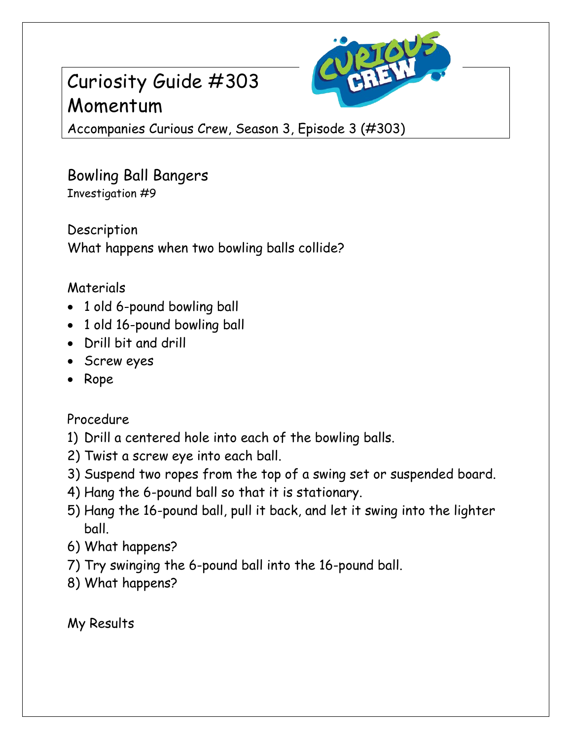# Curiosity Guide #303
# Momentum

Accompanies Curious Crew, Season 3, Episode 3 (#303)

## Bowling Ball Bangers

Investigation #9

### Description

What happens when two bowling balls collide?

### Materials

- 1 old 6-pound bowling ball
- 1 old 16-pound bowling ball
- Drill bit and drill
- Screw eyes
- Rope

### Procedure

1) Drill a centered hole into each of the bowling balls.
2) Twist a screw eye into each ball.
3) Suspend two ropes from the top of a swing set or suspended board.
4) Hang the 6-pound ball so that it is stationary.
5) Hang the 16-pound ball, pull it back, and let it swing into the lighter ball.
6) What happens?
7) Try swinging the 6-pound ball into the 16-pound ball.
8) What happens?

### My Results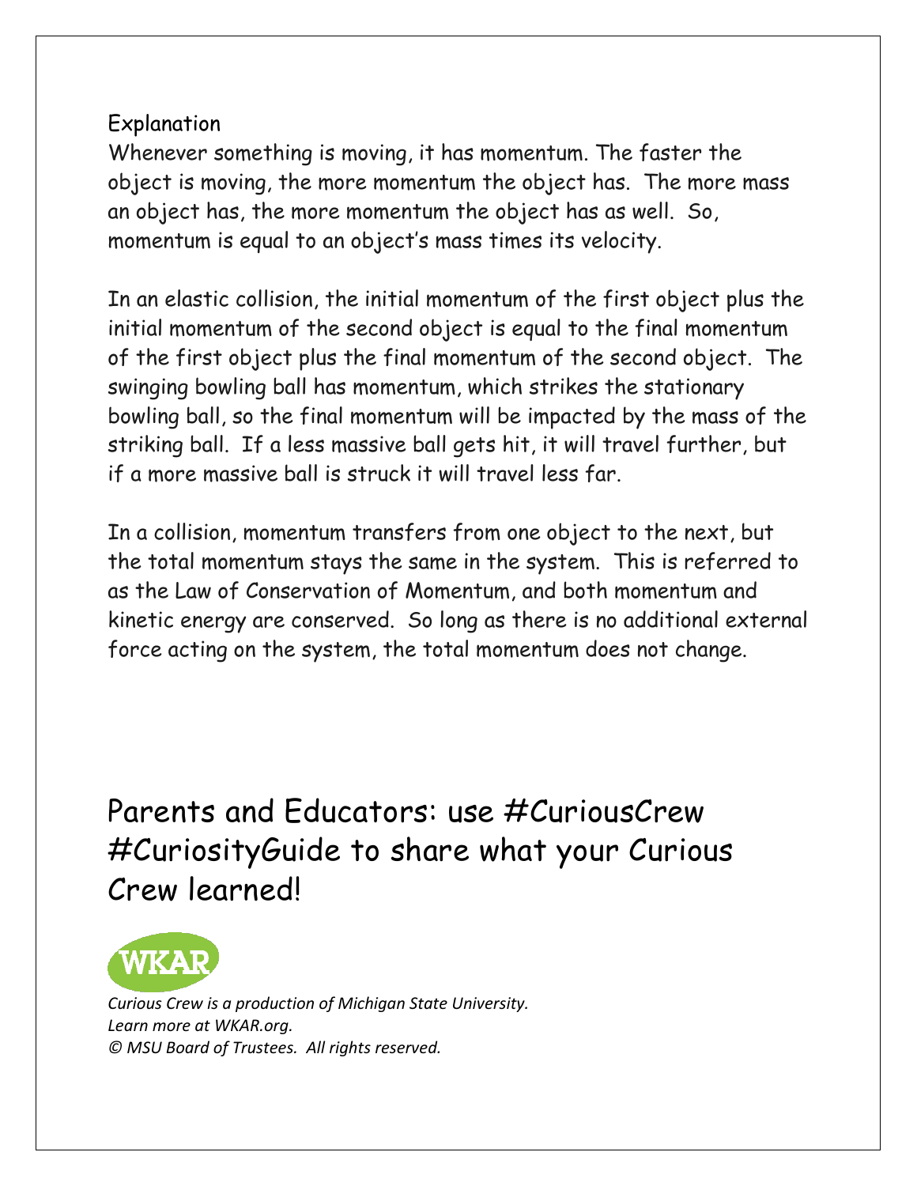## Explanation

Whenever something is moving, it has momentum. The faster the object is moving, the more momentum the object has. The more mass an object has, the more momentum the object has as well. So, momentum is equal to an object's mass times its velocity.

In an elastic collision, the initial momentum of the first object plus the initial momentum of the second object is equal to the final momentum of the first object plus the final momentum of the second object. The swinging bowling ball has momentum, which strikes the stationary bowling ball, so the final momentum will be impacted by the mass of the striking ball. If a less massive ball gets hit, it will travel further, but if a more massive ball is struck it will travel less far.

In a collision, momentum transfers from one object to the next, but the total momentum stays the same in the system. This is referred to as the Law of Conservation of Momentum, and both momentum and kinetic energy are conserved. So long as there is no additional external force acting on the system, the total momentum does not change.

# Parents and Educators: use #CuriousCrew #CuriosityGuide to share what your Curious Crew learned!

WKAR

*Curious Crew is a production of Michigan State University.*
*Learn more at WKAR.org.*
*© MSU Board of Trustees. All rights reserved.*